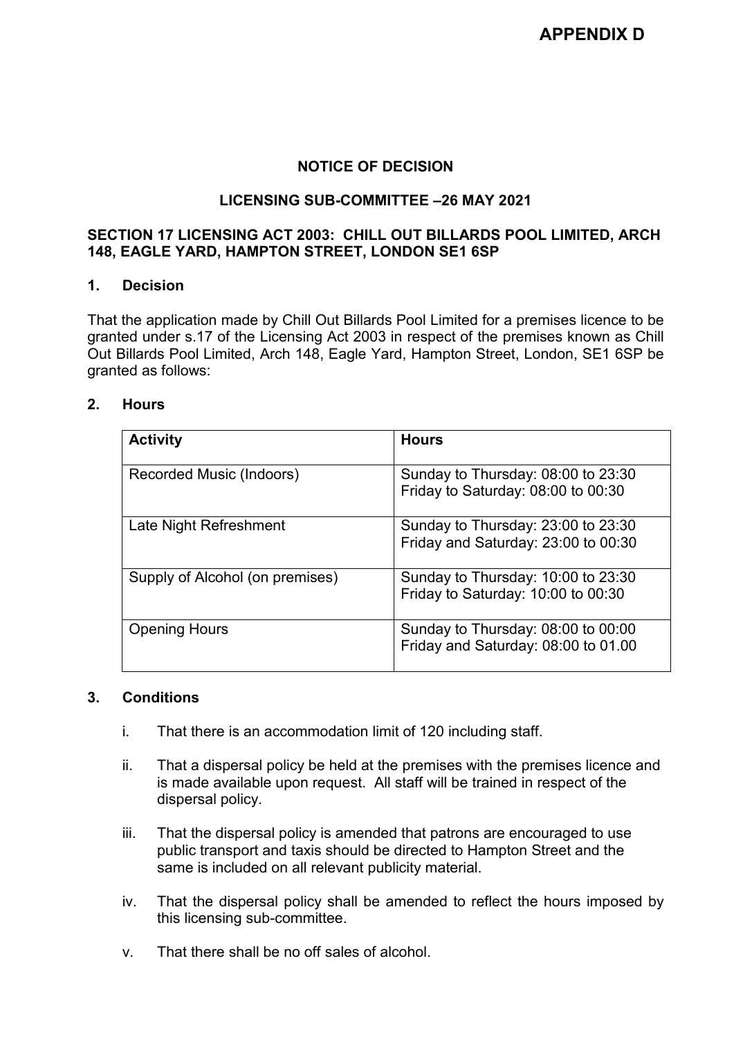**APPENDIX D**

## NOTICE OF DECISION

## LICENSING SUB-COMMITTEE –26 MAY 2021

### SECTION 17 LICENSING ACT 2003: CHILL OUT BILLARDS POOL LIMITED, ARCH 148, EAGLE YARD, HAMPTON STREET, LONDON SE1 6SP

### 1. Decision

That the application made by Chill Out Billards Pool Limited for a premises licence to be granted under s.17 of the Licensing Act 2003 in respect of the premises known as Chill Out Billards Pool Limited, Arch 148, Eagle Yard, Hampton Street, London, SE1 6SP be granted as follows:

### 2. Hours

| Activity | Hours |
| --- | --- |
| Recorded Music (Indoors) | Sunday to Thursday: 08:00 to 23:30<br>Friday to Saturday: 08:00 to 00:30 |
| Late Night Refreshment | Sunday to Thursday: 23:00 to 23:30<br>Friday and Saturday: 23:00 to 00:30 |
| Supply of Alcohol (on premises) | Sunday to Thursday: 10:00 to 23:30<br>Friday to Saturday: 10:00 to 00:30 |
| Opening Hours | Sunday to Thursday: 08:00 to 00:00<br>Friday and Saturday: 08:00 to 01.00 |

### 3. Conditions

i. That there is an accommodation limit of 120 including staff.

ii. That a dispersal policy be held at the premises with the premises licence and is made available upon request. All staff will be trained in respect of the dispersal policy.

iii. That the dispersal policy is amended that patrons are encouraged to use public transport and taxis should be directed to Hampton Street and the same is included on all relevant publicity material.

iv. That the dispersal policy shall be amended to reflect the hours imposed by this licensing sub-committee.

v. That there shall be no off sales of alcohol.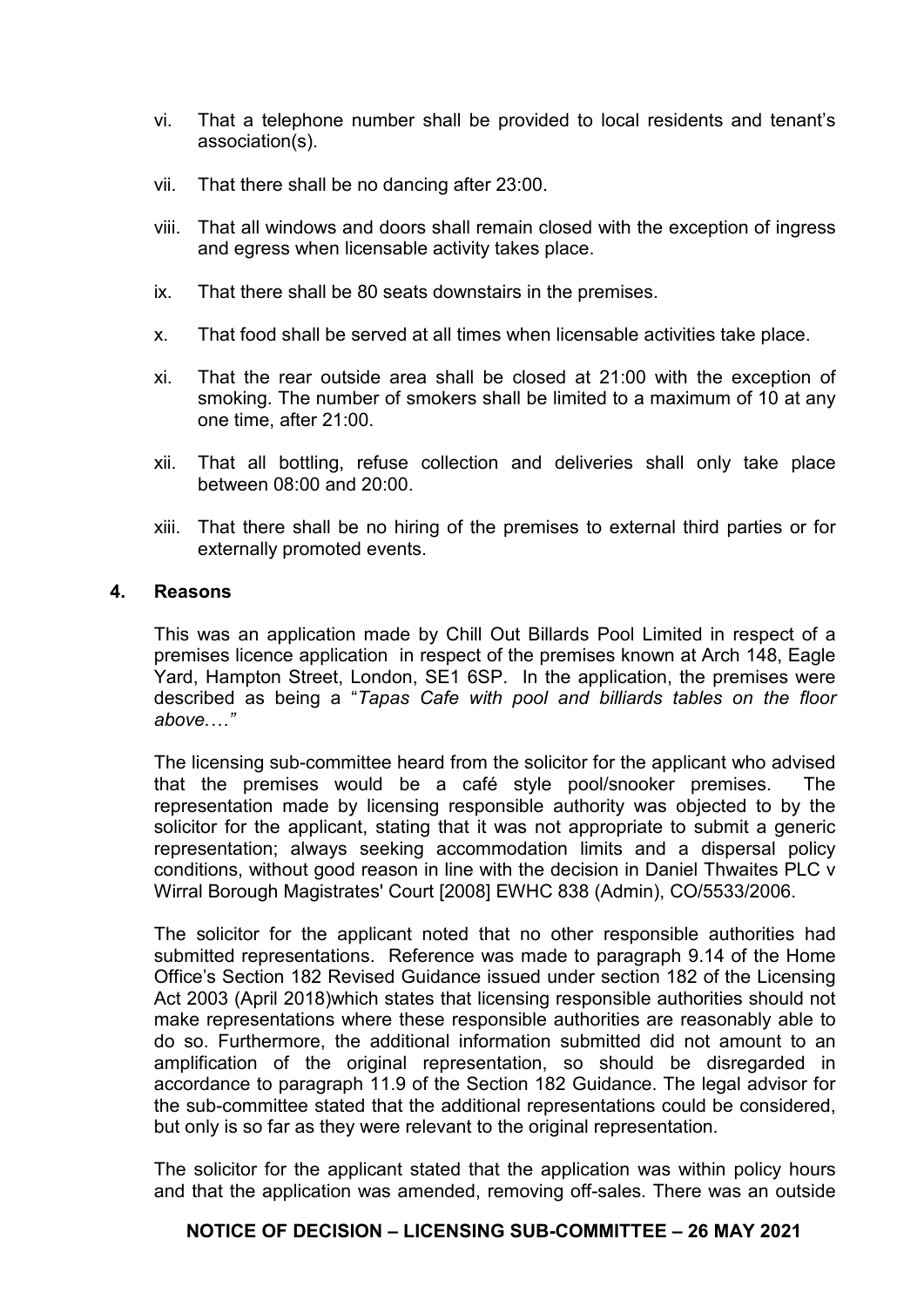vi. That a telephone number shall be provided to local residents and tenant's association(s).

vii. That there shall be no dancing after 23:00.

viii. That all windows and doors shall remain closed with the exception of ingress and egress when licensable activity takes place.

ix. That there shall be 80 seats downstairs in the premises.

x. That food shall be served at all times when licensable activities take place.

xi. That the rear outside area shall be closed at 21:00 with the exception of smoking. The number of smokers shall be limited to a maximum of 10 at any one time, after 21:00.

xii. That all bottling, refuse collection and deliveries shall only take place between 08:00 and 20:00.

xiii. That there shall be no hiring of the premises to external third parties or for externally promoted events.

## 4. Reasons

This was an application made by Chill Out Billards Pool Limited in respect of a premises licence application in respect of the premises known at Arch 148, Eagle Yard, Hampton Street, London, SE1 6SP. In the application, the premises were described as being a "*Tapas Cafe with pool and billiards tables on the floor above…."*

The licensing sub-committee heard from the solicitor for the applicant who advised that the premises would be a café style pool/snooker premises. The representation made by licensing responsible authority was objected to by the solicitor for the applicant, stating that it was not appropriate to submit a generic representation; always seeking accommodation limits and a dispersal policy conditions, without good reason in line with the decision in Daniel Thwaites PLC v Wirral Borough Magistrates' Court [2008] EWHC 838 (Admin), CO/5533/2006.

The solicitor for the applicant noted that no other responsible authorities had submitted representations. Reference was made to paragraph 9.14 of the Home Office's Section 182 Revised Guidance issued under section 182 of the Licensing Act 2003 (April 2018)which states that licensing responsible authorities should not make representations where these responsible authorities are reasonably able to do so. Furthermore, the additional information submitted did not amount to an amplification of the original representation, so should be disregarded in accordance to paragraph 11.9 of the Section 182 Guidance. The legal advisor for the sub-committee stated that the additional representations could be considered, but only is so far as they were relevant to the original representation.

The solicitor for the applicant stated that the application was within policy hours and that the application was amended, removing off-sales. There was an outside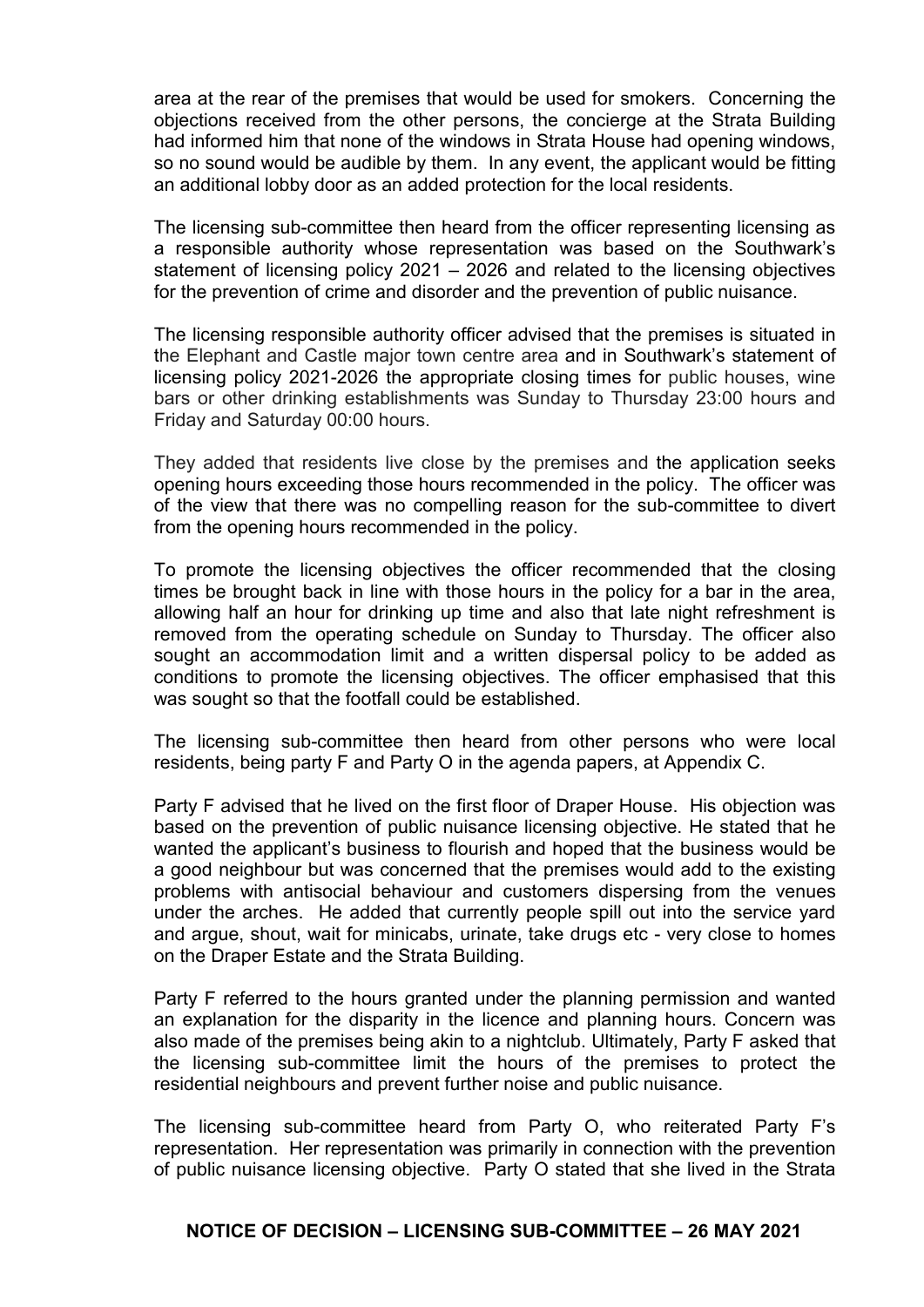area at the rear of the premises that would be used for smokers. Concerning the objections received from the other persons, the concierge at the Strata Building had informed him that none of the windows in Strata House had opening windows, so no sound would be audible by them. In any event, the applicant would be fitting an additional lobby door as an added protection for the local residents.

The licensing sub-committee then heard from the officer representing licensing as a responsible authority whose representation was based on the Southwark's statement of licensing policy 2021 – 2026 and related to the licensing objectives for the prevention of crime and disorder and the prevention of public nuisance.

The licensing responsible authority officer advised that the premises is situated in the Elephant and Castle major town centre area and in Southwark's statement of licensing policy 2021-2026 the appropriate closing times for public houses, wine bars or other drinking establishments was Sunday to Thursday 23:00 hours and Friday and Saturday 00:00 hours.

They added that residents live close by the premises and the application seeks opening hours exceeding those hours recommended in the policy. The officer was of the view that there was no compelling reason for the sub-committee to divert from the opening hours recommended in the policy.

To promote the licensing objectives the officer recommended that the closing times be brought back in line with those hours in the policy for a bar in the area, allowing half an hour for drinking up time and also that late night refreshment is removed from the operating schedule on Sunday to Thursday. The officer also sought an accommodation limit and a written dispersal policy to be added as conditions to promote the licensing objectives. The officer emphasised that this was sought so that the footfall could be established.

The licensing sub-committee then heard from other persons who were local residents, being party F and Party O in the agenda papers, at Appendix C.

Party F advised that he lived on the first floor of Draper House. His objection was based on the prevention of public nuisance licensing objective. He stated that he wanted the applicant's business to flourish and hoped that the business would be a good neighbour but was concerned that the premises would add to the existing problems with antisocial behaviour and customers dispersing from the venues under the arches. He added that currently people spill out into the service yard and argue, shout, wait for minicabs, urinate, take drugs etc - very close to homes on the Draper Estate and the Strata Building.

Party F referred to the hours granted under the planning permission and wanted an explanation for the disparity in the licence and planning hours. Concern was also made of the premises being akin to a nightclub. Ultimately, Party F asked that the licensing sub-committee limit the hours of the premises to protect the residential neighbours and prevent further noise and public nuisance.

The licensing sub-committee heard from Party O, who reiterated Party F's representation. Her representation was primarily in connection with the prevention of public nuisance licensing objective. Party O stated that she lived in the Strata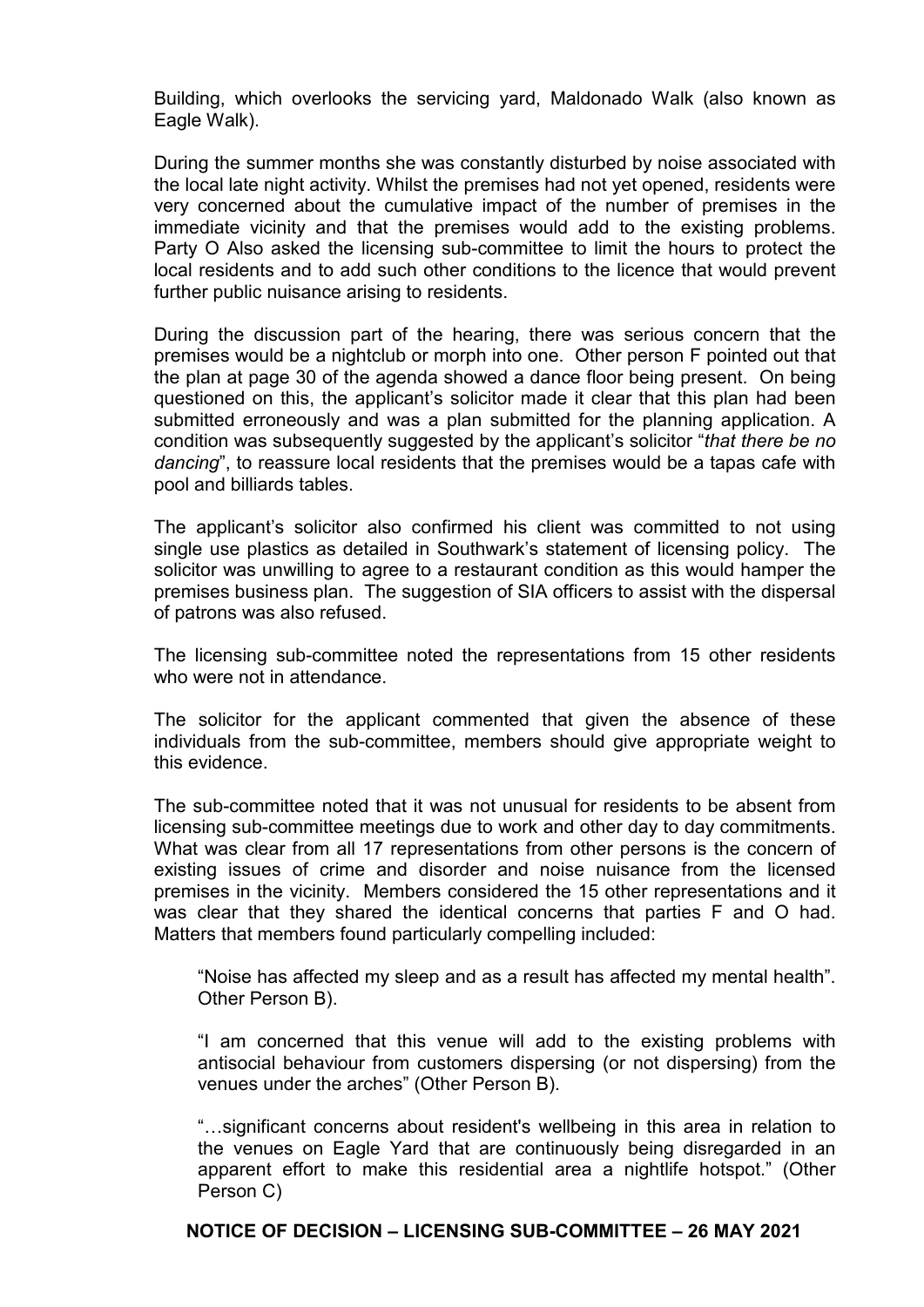Building, which overlooks the servicing yard, Maldonado Walk (also known as Eagle Walk).

During the summer months she was constantly disturbed by noise associated with the local late night activity. Whilst the premises had not yet opened, residents were very concerned about the cumulative impact of the number of premises in the immediate vicinity and that the premises would add to the existing problems. Party O Also asked the licensing sub-committee to limit the hours to protect the local residents and to add such other conditions to the licence that would prevent further public nuisance arising to residents.

During the discussion part of the hearing, there was serious concern that the premises would be a nightclub or morph into one. Other person F pointed out that the plan at page 30 of the agenda showed a dance floor being present. On being questioned on this, the applicant's solicitor made it clear that this plan had been submitted erroneously and was a plan submitted for the planning application. A condition was subsequently suggested by the applicant's solicitor "*that there be no dancing*", to reassure local residents that the premises would be a tapas cafe with pool and billiards tables.

The applicant's solicitor also confirmed his client was committed to not using single use plastics as detailed in Southwark's statement of licensing policy. The solicitor was unwilling to agree to a restaurant condition as this would hamper the premises business plan. The suggestion of SIA officers to assist with the dispersal of patrons was also refused.

The licensing sub-committee noted the representations from 15 other residents who were not in attendance.

The solicitor for the applicant commented that given the absence of these individuals from the sub-committee, members should give appropriate weight to this evidence.

The sub-committee noted that it was not unusual for residents to be absent from licensing sub-committee meetings due to work and other day to day commitments. What was clear from all 17 representations from other persons is the concern of existing issues of crime and disorder and noise nuisance from the licensed premises in the vicinity. Members considered the 15 other representations and it was clear that they shared the identical concerns that parties F and O had. Matters that members found particularly compelling included:

> "Noise has affected my sleep and as a result has affected my mental health". Other Person B).
>
> "I am concerned that this venue will add to the existing problems with antisocial behaviour from customers dispersing (or not dispersing) from the venues under the arches" (Other Person B).
>
> "…significant concerns about resident's wellbeing in this area in relation to the venues on Eagle Yard that are continuously being disregarded in an apparent effort to make this residential area a nightlife hotspot." (Other Person C)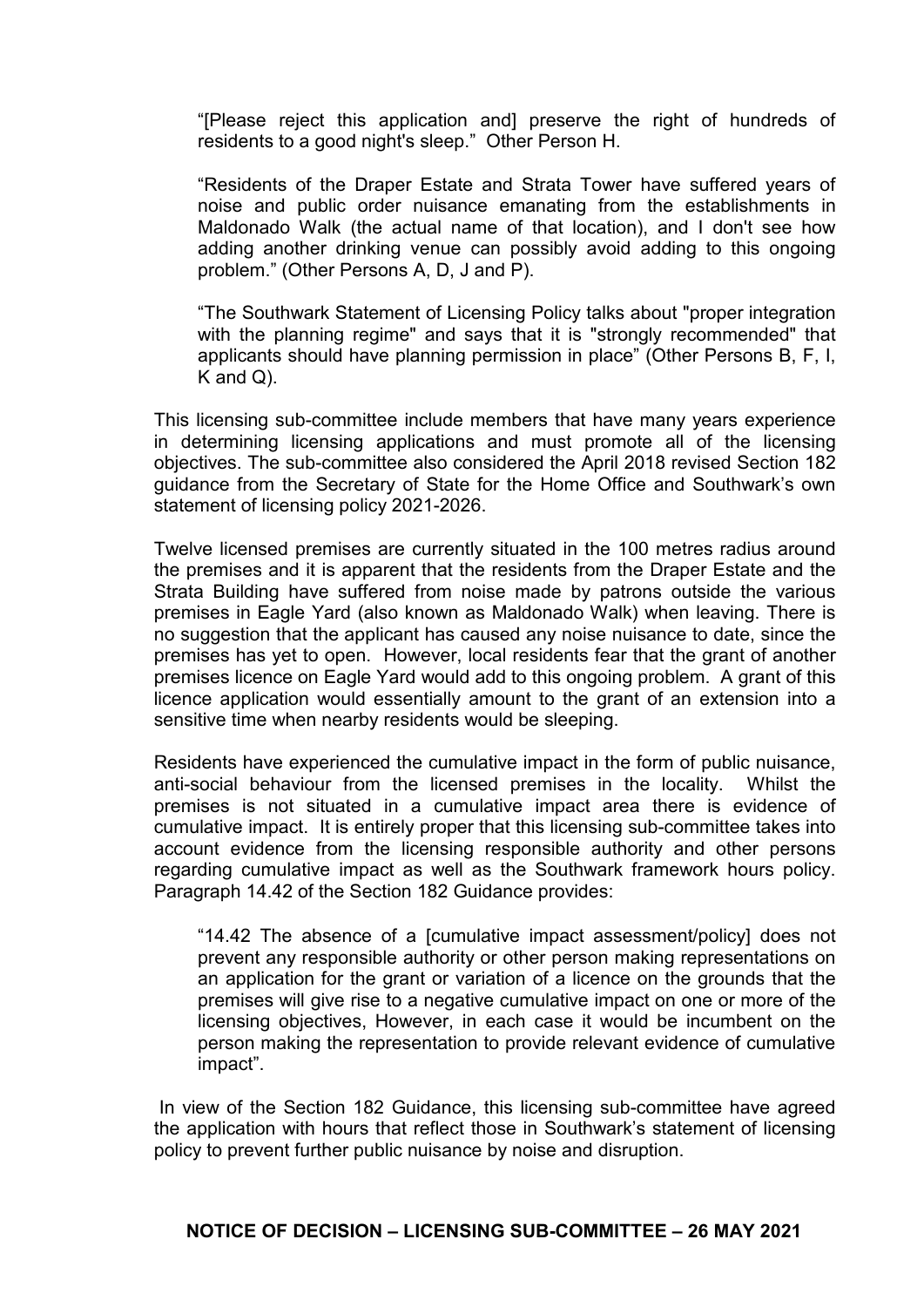> "[Please reject this application and] preserve the right of hundreds of residents to a good night's sleep." Other Person H.

> "Residents of the Draper Estate and Strata Tower have suffered years of noise and public order nuisance emanating from the establishments in Maldonado Walk (the actual name of that location), and I don't see how adding another drinking venue can possibly avoid adding to this ongoing problem." (Other Persons A, D, J and P).

> "The Southwark Statement of Licensing Policy talks about "proper integration with the planning regime" and says that it is "strongly recommended" that applicants should have planning permission in place" (Other Persons B, F, I, K and Q).

This licensing sub-committee include members that have many years experience in determining licensing applications and must promote all of the licensing objectives. The sub-committee also considered the April 2018 revised Section 182 guidance from the Secretary of State for the Home Office and Southwark's own statement of licensing policy 2021-2026.

Twelve licensed premises are currently situated in the 100 metres radius around the premises and it is apparent that the residents from the Draper Estate and the Strata Building have suffered from noise made by patrons outside the various premises in Eagle Yard (also known as Maldonado Walk) when leaving. There is no suggestion that the applicant has caused any noise nuisance to date, since the premises has yet to open. However, local residents fear that the grant of another premises licence on Eagle Yard would add to this ongoing problem. A grant of this licence application would essentially amount to the grant of an extension into a sensitive time when nearby residents would be sleeping.

Residents have experienced the cumulative impact in the form of public nuisance, anti-social behaviour from the licensed premises in the locality. Whilst the premises is not situated in a cumulative impact area there is evidence of cumulative impact. It is entirely proper that this licensing sub-committee takes into account evidence from the licensing responsible authority and other persons regarding cumulative impact as well as the Southwark framework hours policy. Paragraph 14.42 of the Section 182 Guidance provides:

> "14.42 The absence of a [cumulative impact assessment/policy] does not prevent any responsible authority or other person making representations on an application for the grant or variation of a licence on the grounds that the premises will give rise to a negative cumulative impact on one or more of the licensing objectives, However, in each case it would be incumbent on the person making the representation to provide relevant evidence of cumulative impact".

In view of the Section 182 Guidance, this licensing sub-committee have agreed the application with hours that reflect those in Southwark's statement of licensing policy to prevent further public nuisance by noise and disruption.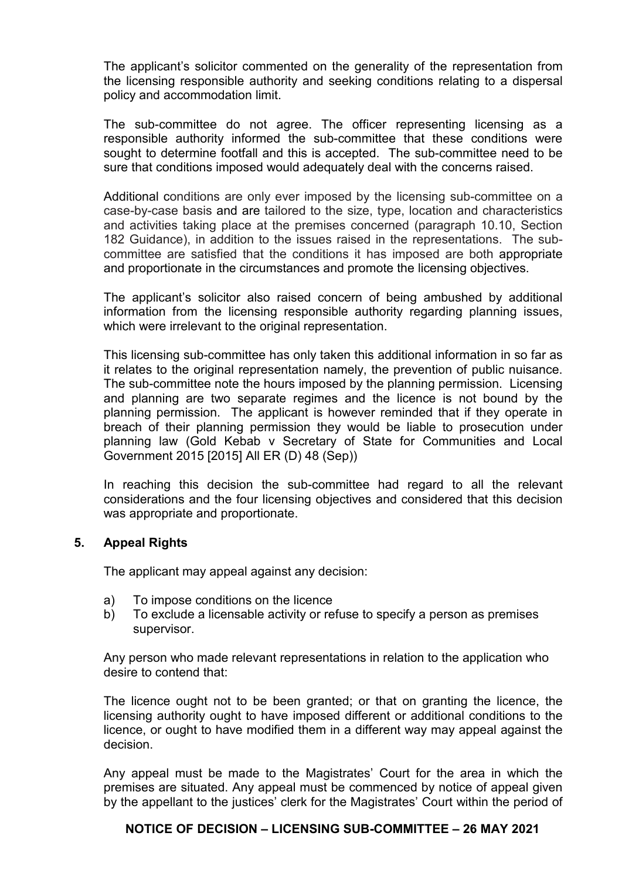The applicant's solicitor commented on the generality of the representation from the licensing responsible authority and seeking conditions relating to a dispersal policy and accommodation limit.

The sub-committee do not agree. The officer representing licensing as a responsible authority informed the sub-committee that these conditions were sought to determine footfall and this is accepted. The sub-committee need to be sure that conditions imposed would adequately deal with the concerns raised.

Additional conditions are only ever imposed by the licensing sub-committee on a case-by-case basis and are tailored to the size, type, location and characteristics and activities taking place at the premises concerned (paragraph 10.10, Section 182 Guidance), in addition to the issues raised in the representations. The sub-committee are satisfied that the conditions it has imposed are both appropriate and proportionate in the circumstances and promote the licensing objectives.

The applicant's solicitor also raised concern of being ambushed by additional information from the licensing responsible authority regarding planning issues, which were irrelevant to the original representation.

This licensing sub-committee has only taken this additional information in so far as it relates to the original representation namely, the prevention of public nuisance. The sub-committee note the hours imposed by the planning permission. Licensing and planning are two separate regimes and the licence is not bound by the planning permission. The applicant is however reminded that if they operate in breach of their planning permission they would be liable to prosecution under planning law (Gold Kebab v Secretary of State for Communities and Local Government 2015 [2015] All ER (D) 48 (Sep))

In reaching this decision the sub-committee had regard to all the relevant considerations and the four licensing objectives and considered that this decision was appropriate and proportionate.

## 5. Appeal Rights

The applicant may appeal against any decision:

a) To impose conditions on the licence
b) To exclude a licensable activity or refuse to specify a person as premises supervisor.

Any person who made relevant representations in relation to the application who desire to contend that:

The licence ought not to be been granted; or that on granting the licence, the licensing authority ought to have imposed different or additional conditions to the licence, or ought to have modified them in a different way may appeal against the decision.

Any appeal must be made to the Magistrates' Court for the area in which the premises are situated. Any appeal must be commenced by notice of appeal given by the appellant to the justices' clerk for the Magistrates' Court within the period of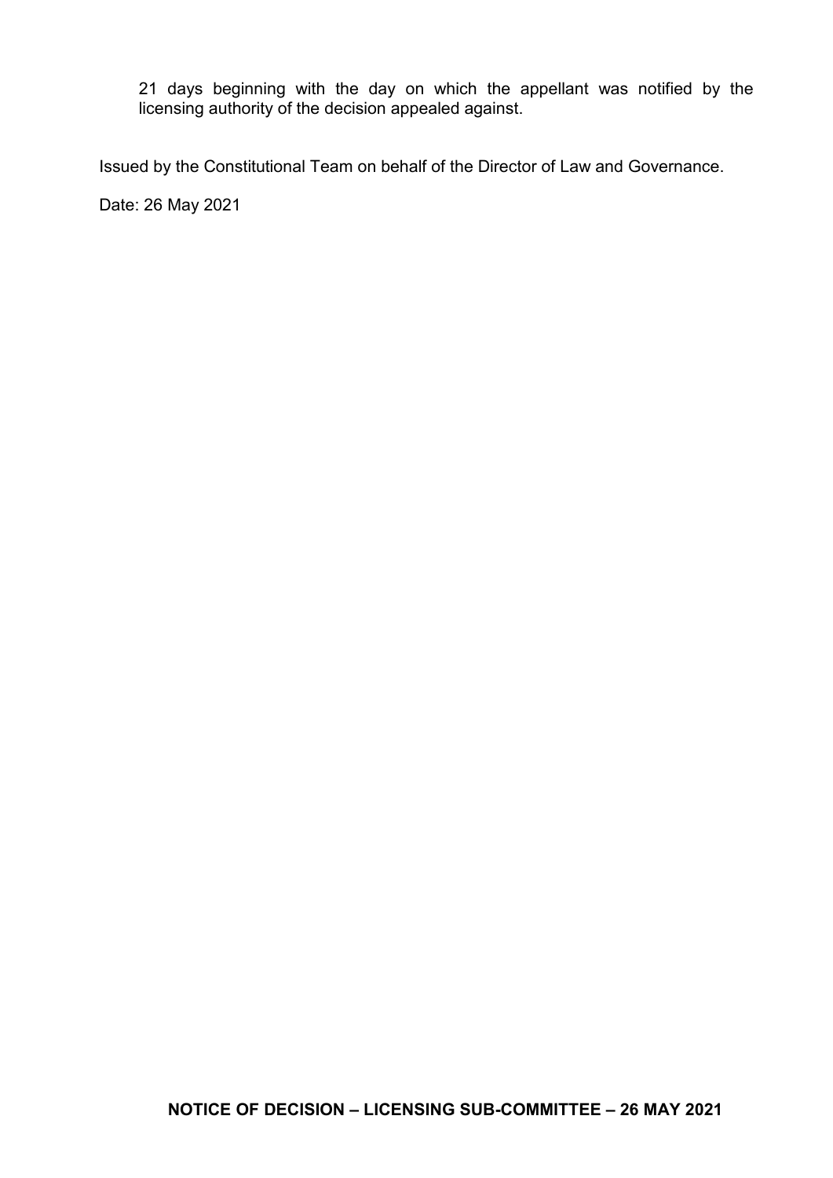21 days beginning with the day on which the appellant was notified by the licensing authority of the decision appealed against.

Issued by the Constitutional Team on behalf of the Director of Law and Governance.

Date: 26 May 2021